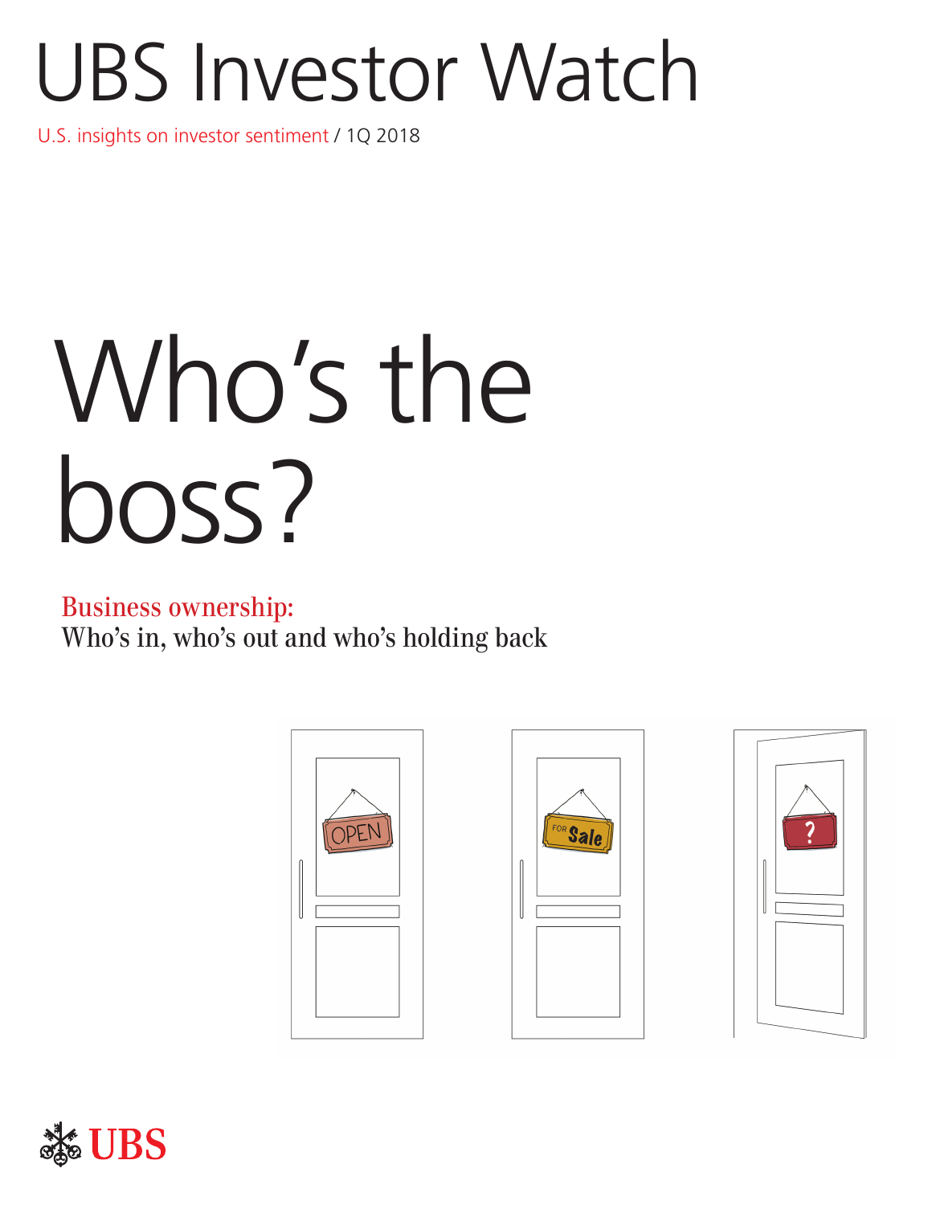# UBS Investor Watch

U.S. insights on investor sentiment / 1Q 2018

# Who's the boss?

## Business ownership:

Who's in, who's out and who's holding back

UBS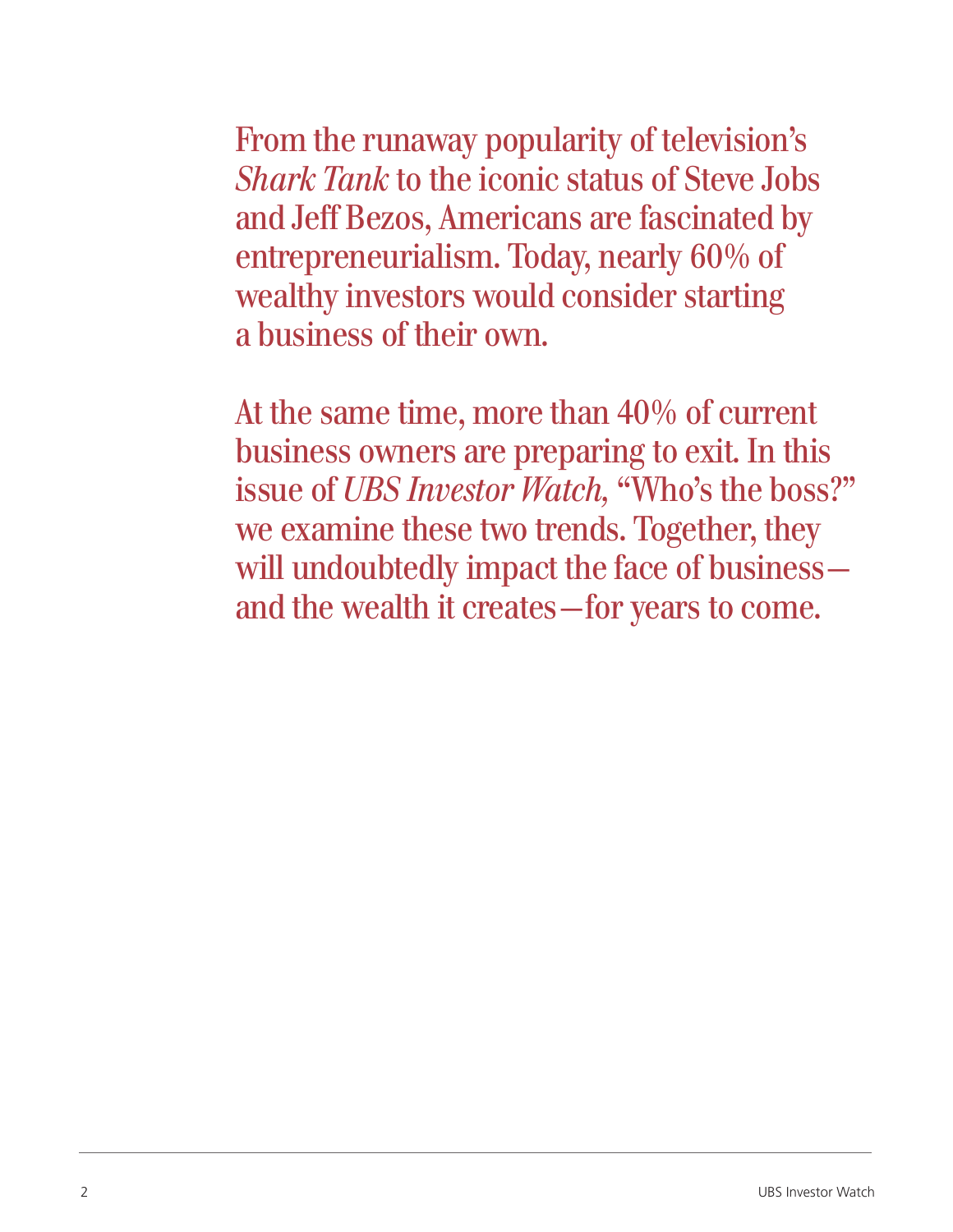From the runaway popularity of television's *Shark Tank* to the iconic status of Steve Jobs and Jeff Bezos, Americans are fascinated by entrepreneurialism. Today, nearly 60% of wealthy investors would consider starting a business of their own.

At the same time, more than 40% of current business owners are preparing to exit. In this issue of *UBS Investor Watch,* "Who's the boss?" we examine these two trends. Together, they will undoubtedly impact the face of business—and the wealth it creates—for years to come.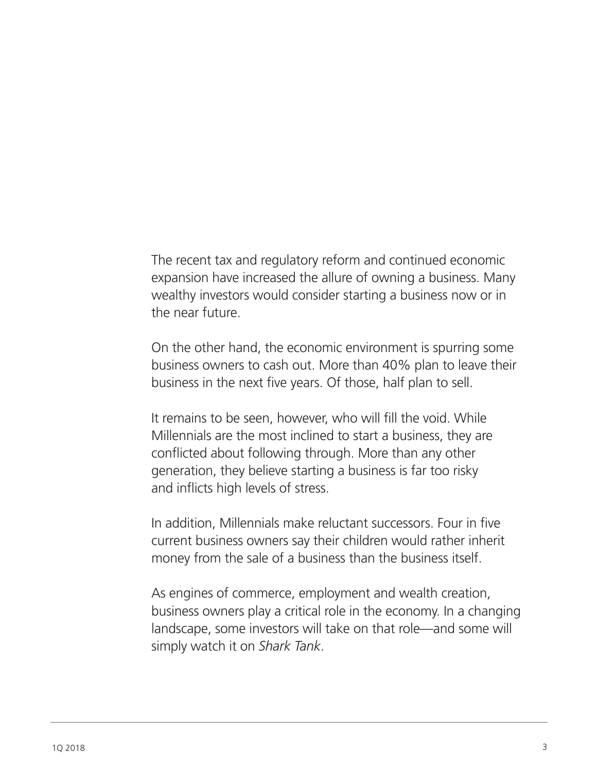The recent tax and regulatory reform and continued economic expansion have increased the allure of owning a business. Many wealthy investors would consider starting a business now or in the near future.

On the other hand, the economic environment is spurring some business owners to cash out. More than 40% plan to leave their business in the next five years. Of those, half plan to sell.

It remains to be seen, however, who will fill the void. While Millennials are the most inclined to start a business, they are conflicted about following through. More than any other generation, they believe starting a business is far too risky and inflicts high levels of stress.

In addition, Millennials make reluctant successors. Four in five current business owners say their children would rather inherit money from the sale of a business than the business itself.

As engines of commerce, employment and wealth creation, business owners play a critical role in the economy. In a changing landscape, some investors will take on that role—and some will simply watch it on *Shark Tank*.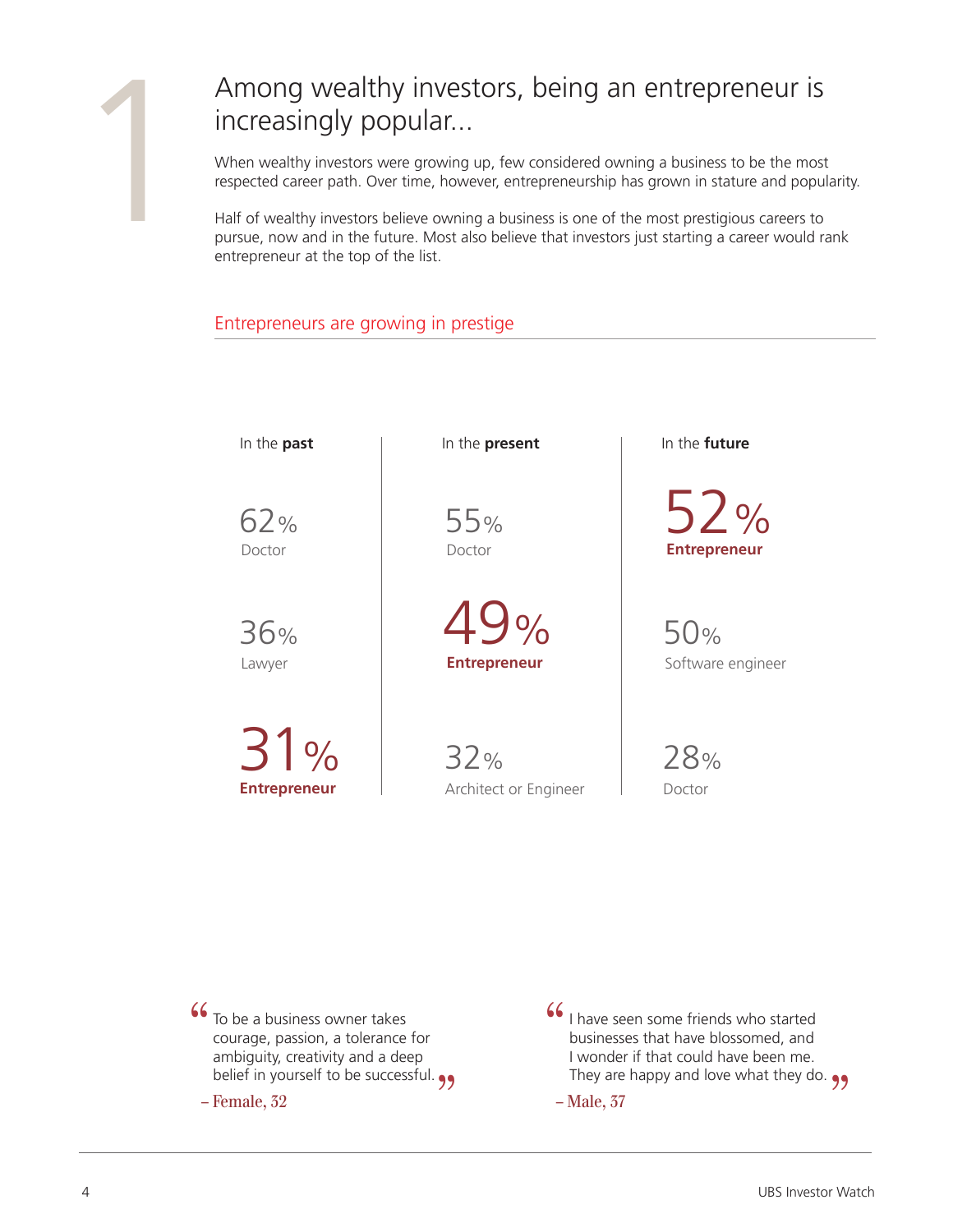# Among wealthy investors, being an entrepreneur is increasingly popular...

When wealthy investors were growing up, few considered owning a business to be the most respected career path. Over time, however, entrepreneurship has grown in stature and popularity.

Half of wealthy investors believe owning a business is one of the most prestigious careers to pursue, now and in the future. Most also believe that investors just starting a career would rank entrepreneur at the top of the list.

## Entrepreneurs are growing in prestige

| In the **past** | In the **present** | In the **future** |
| --- | --- | --- |
| 62% Doctor | 55% Doctor | 52% **Entrepreneur** |
| 36% Lawyer | 49% **Entrepreneur** | 50% Software engineer |
| 31% **Entrepreneur** | 32% Architect or Engineer | 28% Doctor |

> "To be a business owner takes courage, passion, a tolerance for ambiguity, creativity and a deep belief in yourself to be successful."
>
> – Female, 32

> "I have seen some friends who started businesses that have blossomed, and I wonder if that could have been me. They are happy and love what they do."
>
> – Male, 37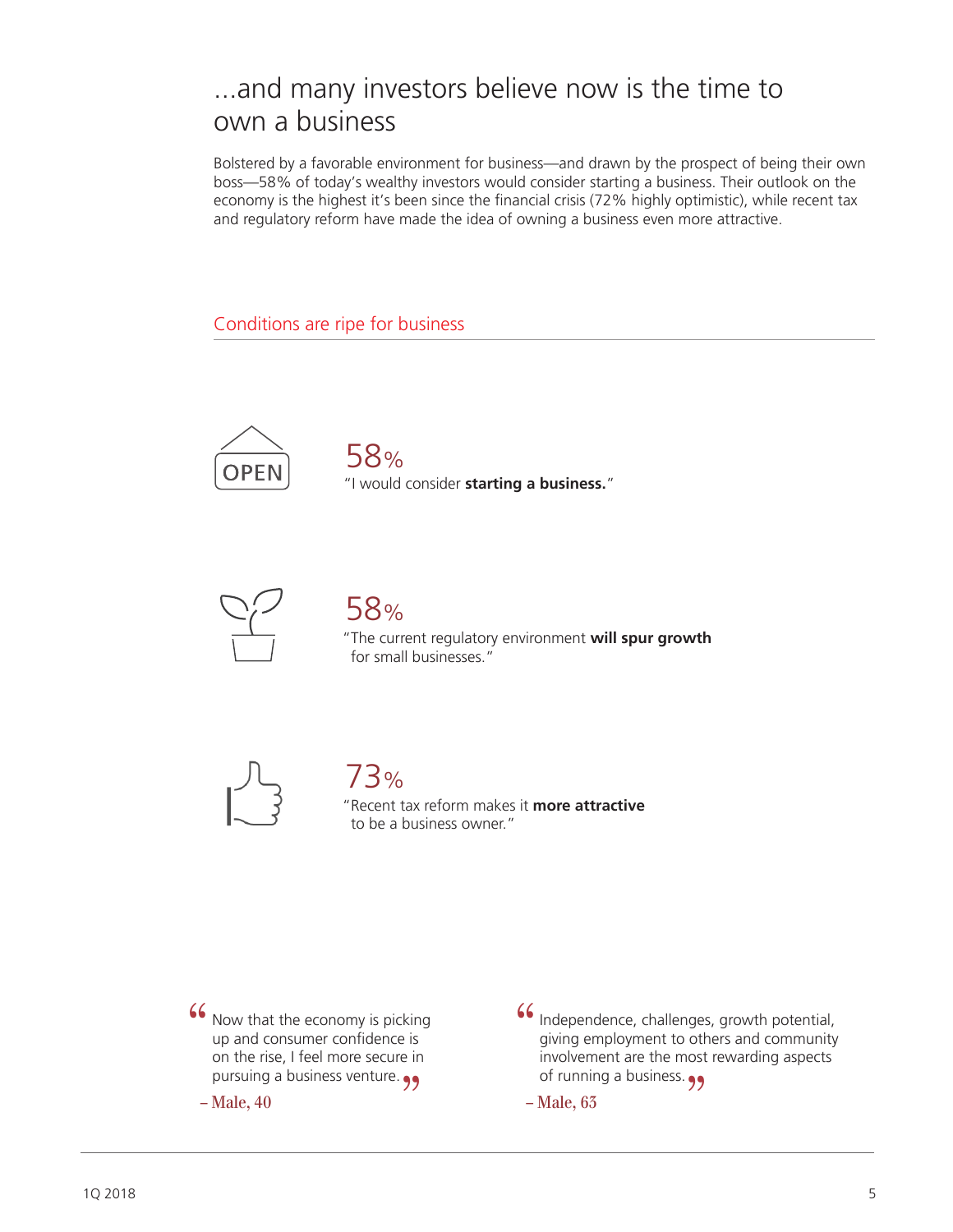# ...and many investors believe now is the time to own a business

Bolstered by a favorable environment for business—and drawn by the prospect of being their own boss—58% of today's wealthy investors would consider starting a business. Their outlook on the economy is the highest it's been since the financial crisis (72% highly optimistic), while recent tax and regulatory reform have made the idea of owning a business even more attractive.

## Conditions are ripe for business

OPEN

58%
"I would consider **starting a business.**"

58%
"The current regulatory environment **will spur growth** for small businesses."

73%
"Recent tax reform makes it **more attractive** to be a business owner."

"Now that the economy is picking up and consumer confidence is on the rise, I feel more secure in pursuing a business venture."

– Male, 40

"Independence, challenges, growth potential, giving employment to others and community involvement are the most rewarding aspects of running a business."

– Male, 63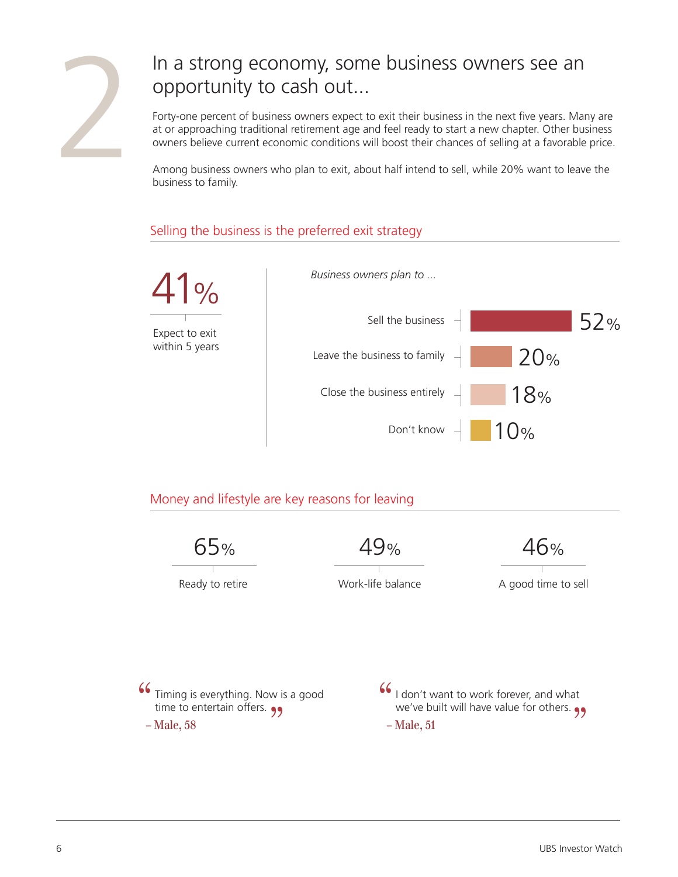# In a strong economy, some business owners see an opportunity to cash out...

Forty-one percent of business owners expect to exit their business in the next five years. Many are at or approaching traditional retirement age and feel ready to start a new chapter. Other business owners believe current economic conditions will boost their chances of selling at a favorable price.

Among business owners who plan to exit, about half intend to sell, while 20% want to leave the business to family.

## Selling the business is the preferred exit strategy

**41%**

Expect to exit within 5 years

*Business owners plan to ...*

| Plan | Percentage |
| --- | --- |
| Sell the business | 52% |
| Leave the business to family | 20% |
| Close the business entirely | 18% |
| Don't know | 10% |

## Money and lifestyle are key reasons for leaving

| 65% | 49% | 46% |
| --- | --- | --- |
| Ready to retire | Work-life balance | A good time to sell |

> "Timing is everything. Now is a good time to entertain offers."
>
> – Male, 58

> "I don't want to work forever, and what we've built will have value for others."
>
> – Male, 51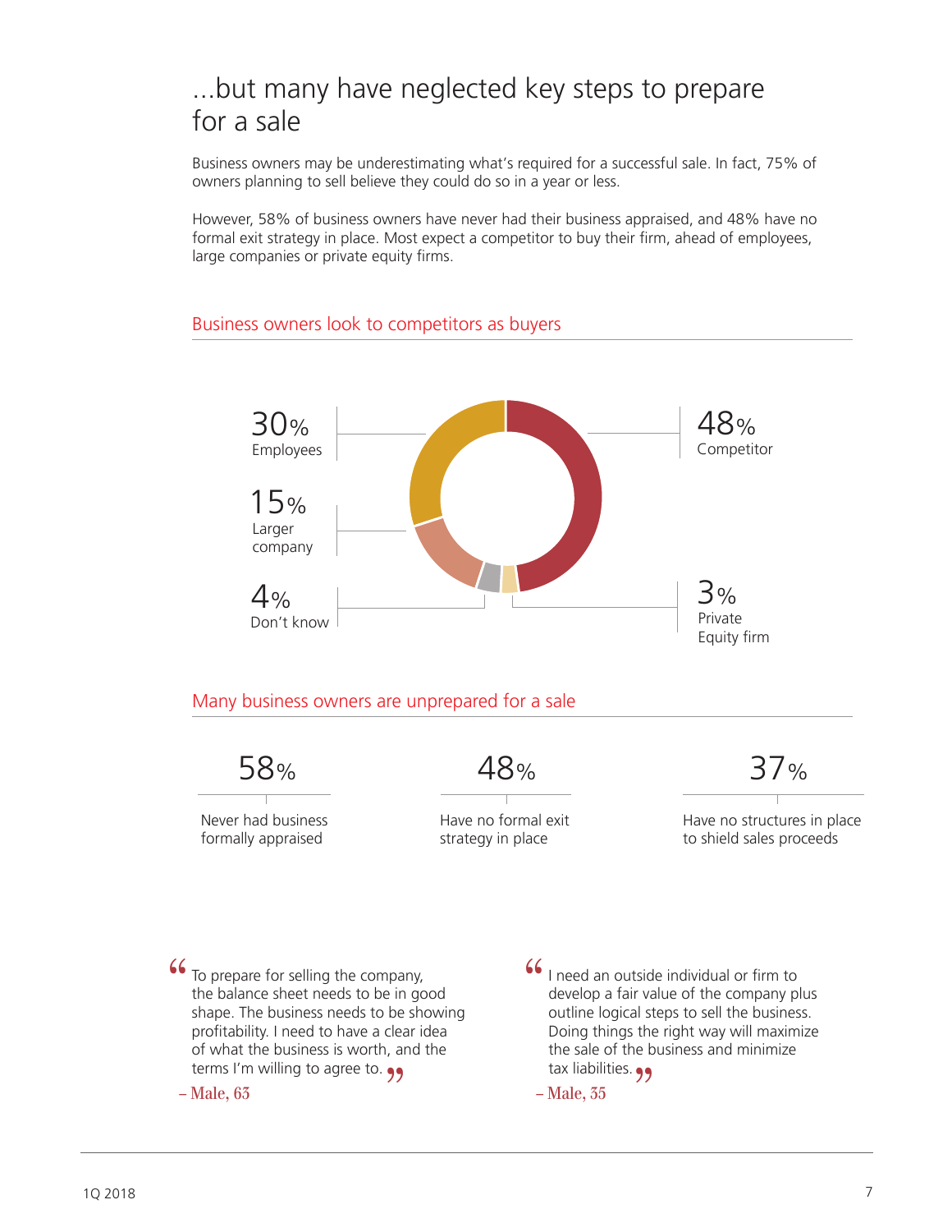# ...but many have neglected key steps to prepare for a sale

Business owners may be underestimating what's required for a successful sale. In fact, 75% of owners planning to sell believe they could do so in a year or less.

However, 58% of business owners have never had their business appraised, and 48% have no formal exit strategy in place. Most expect a competitor to buy their firm, ahead of employees, large companies or private equity firms.

## Business owners look to competitors as buyers

| Buyer | Share |
|---|---|
| Competitor | 48% |
| Employees | 30% |
| Larger company | 15% |
| Don't know | 4% |
| Private Equity firm | 3% |

## Many business owners are unprepared for a sale

| 58% | 48% | 37% |
|---|---|---|
| Never had business formally appraised | Have no formal exit strategy in place | Have no structures in place to shield sales proceeds |

> "To prepare for selling the company, the balance sheet needs to be in good shape. The business needs to be showing profitability. I need to have a clear idea of what the business is worth, and the terms I'm willing to agree to."
>
> – Male, 63

> "I need an outside individual or firm to develop a fair value of the company plus outline logical steps to sell the business. Doing things the right way will maximize the sale of the business and minimize tax liabilities."
>
> – Male, 35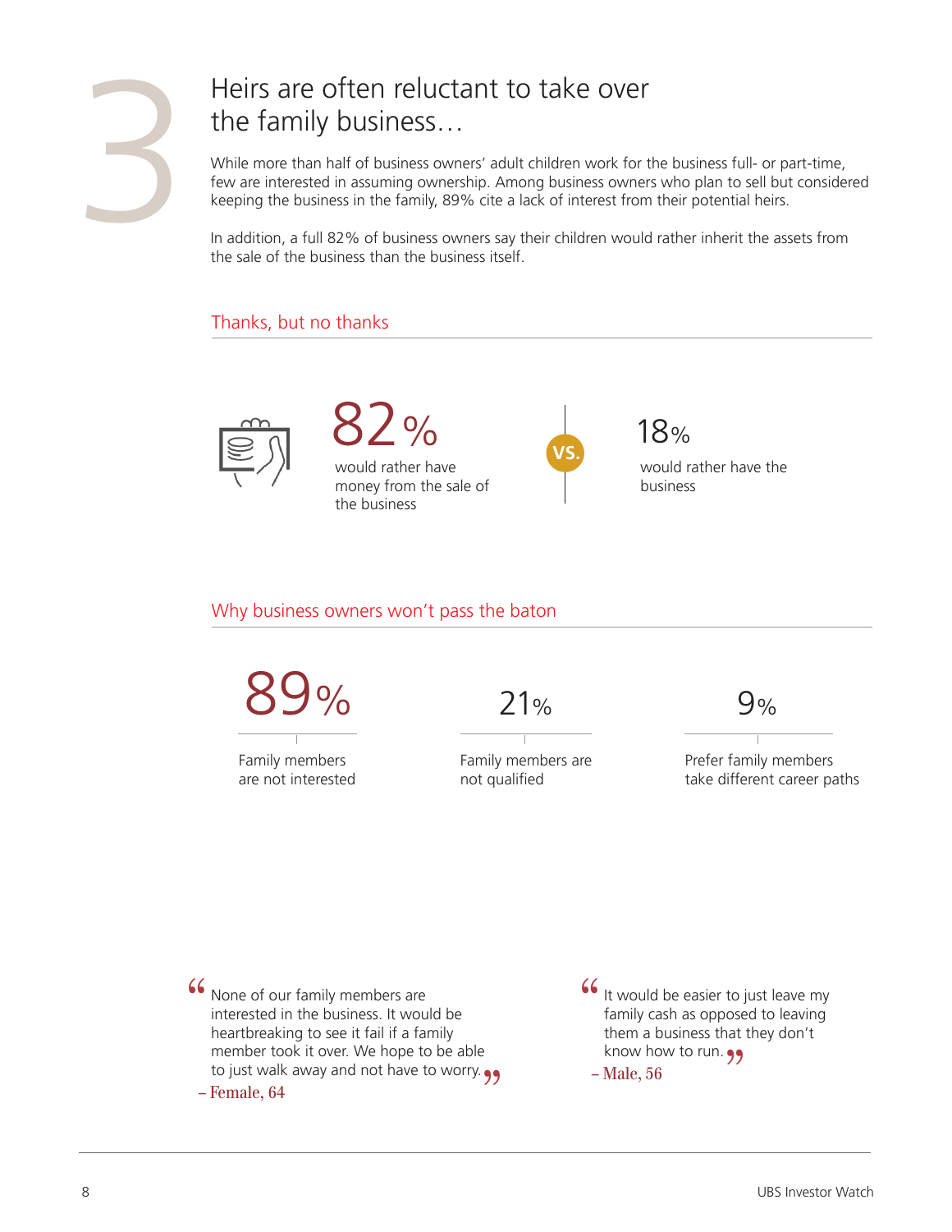# 3 Heirs are often reluctant to take over the family business…

While more than half of business owners' adult children work for the business full- or part-time, few are interested in assuming ownership. Among business owners who plan to sell but considered keeping the business in the family, 89% cite a lack of interest from their potential heirs.

In addition, a full 82% of business owners say their children would rather inherit the assets from the sale of the business than the business itself.

## Thanks, but no thanks

**82%** would rather have money from the sale of the business

VS.

**18%** would rather have the business

## Why business owners won't pass the baton

**89%** Family members are not interested

**21%** Family members are not qualified

**9%** Prefer family members take different career paths

> "None of our family members are interested in the business. It would be heartbreaking to see it fail if a family member took it over. We hope to be able to just walk away and not have to worry."
> – Female, 64

> "It would be easier to just leave my family cash as opposed to leaving them a business that they don't know how to run."
> – Male, 56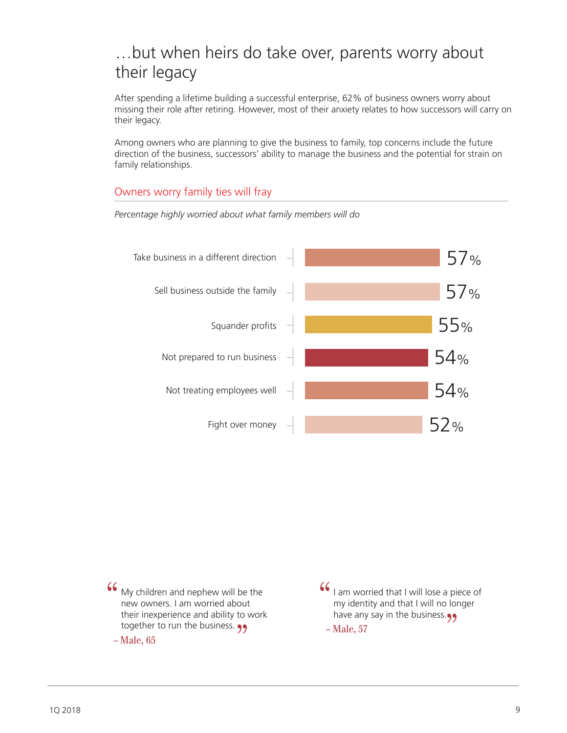# …but when heirs do take over, parents worry about their legacy

After spending a lifetime building a successful enterprise, 62% of business owners worry about missing their role after retiring. However, most of their anxiety relates to how successors will carry on their legacy.

Among owners who are planning to give the business to family, top concerns include the future direction of the business, successors' ability to manage the business and the potential for strain on family relationships.

## Owners worry family ties will fray

*Percentage highly worried about what family members will do*

| Concern | Percentage |
| --- | --- |
| Take business in a different direction | 57% |
| Sell business outside the family | 57% |
| Squander profits | 55% |
| Not prepared to run business | 54% |
| Not treating employees well | 54% |
| Fight over money | 52% |

> "My children and nephew will be the new owners. I am worried about their inexperience and ability to work together to run the business."
>
> – Male, 65

> "I am worried that I will lose a piece of my identity and that I will no longer have any say in the business."
>
> – Male, 57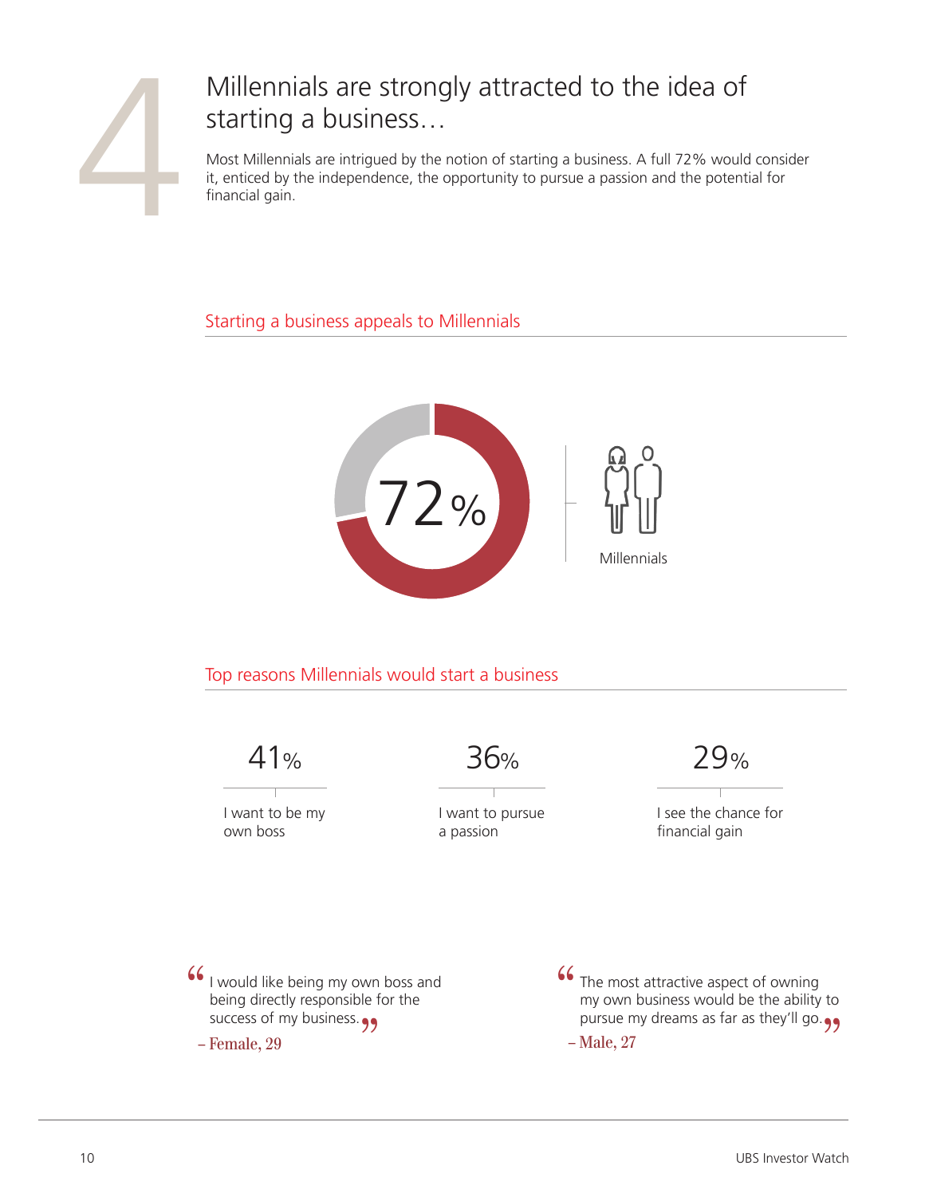# 4

## Millennials are strongly attracted to the idea of starting a business…

Most Millennials are intrigued by the notion of starting a business. A full 72% would consider it, enticed by the independence, the opportunity to pursue a passion and the potential for financial gain.

### Starting a business appeals to Millennials

72%

Millennials

### Top reasons Millennials would start a business

41%

I want to be my own boss

36%

I want to pursue a passion

29%

I see the chance for financial gain

> "I would like being my own boss and being directly responsible for the success of my business."
>
> – Female, 29

> "The most attractive aspect of owning my own business would be the ability to pursue my dreams as far as they'll go."
>
> – Male, 27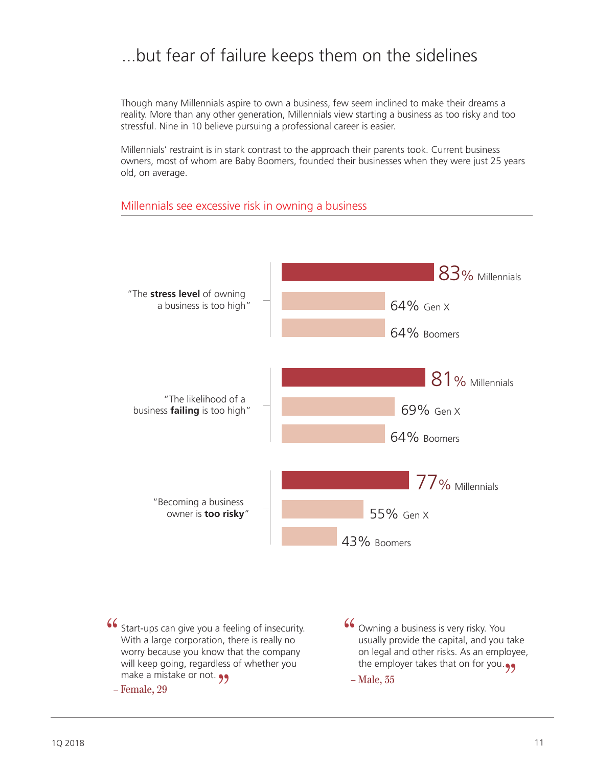# ...but fear of failure keeps them on the sidelines

Though many Millennials aspire to own a business, few seem inclined to make their dreams a reality. More than any other generation, Millennials view starting a business as too risky and too stressful. Nine in 10 believe pursuing a professional career is easier.

Millennials' restraint is in stark contrast to the approach their parents took. Current business owners, most of whom are Baby Boomers, founded their businesses when they were just 25 years old, on average.

## Millennials see excessive risk in owning a business

| Statement | Millennials | Gen X | Boomers |
|---|---|---|---|
| "The **stress level** of owning a business is too high" | 83% | 64% | 64% |
| "The likelihood of a business **failing** is too high" | 81% | 69% | 64% |
| "Becoming a business owner is **too risky**" | 77% | 55% | 43% |

> "Start-ups can give you a feeling of insecurity. With a large corporation, there is really no worry because you know that the company will keep going, regardless of whether you make a mistake or not."
>
> – Female, 29

> "Owning a business is very risky. You usually provide the capital, and you take on legal and other risks. As an employee, the employer takes that on for you."
>
> – Male, 35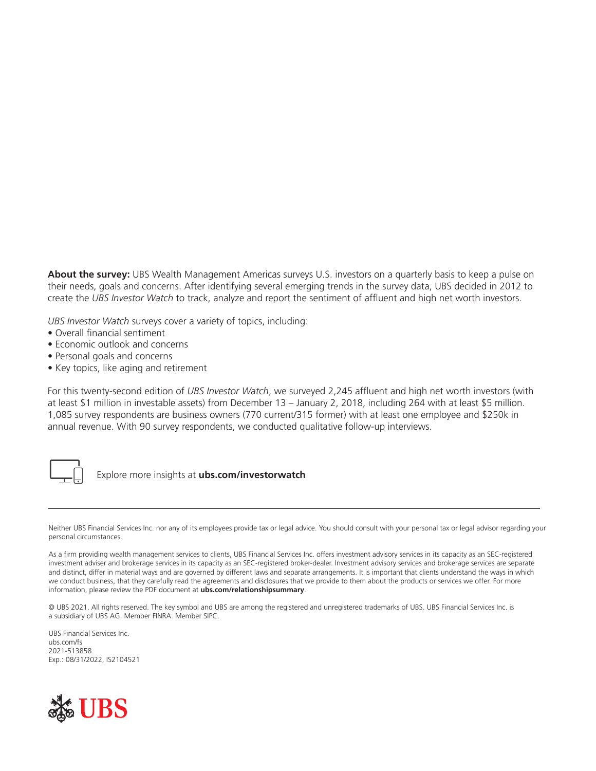**About the survey:** UBS Wealth Management Americas surveys U.S. investors on a quarterly basis to keep a pulse on their needs, goals and concerns. After identifying several emerging trends in the survey data, UBS decided in 2012 to create the *UBS Investor Watch* to track, analyze and report the sentiment of affluent and high net worth investors.

*UBS Investor Watch* surveys cover a variety of topics, including:

- Overall financial sentiment
- Economic outlook and concerns
- Personal goals and concerns
- Key topics, like aging and retirement

For this twenty-second edition of *UBS Investor Watch*, we surveyed 2,245 affluent and high net worth investors (with at least $1 million in investable assets) from December 13 – January 2, 2018, including 264 with at least $5 million. 1,085 survey respondents are business owners (770 current/315 former) with at least one employee and $250k in annual revenue. With 90 survey respondents, we conducted qualitative follow-up interviews.

Explore more insights at **ubs.com/investorwatch**

---

Neither UBS Financial Services Inc. nor any of its employees provide tax or legal advice. You should consult with your personal tax or legal advisor regarding your personal circumstances.

As a firm providing wealth management services to clients, UBS Financial Services Inc. offers investment advisory services in its capacity as an SEC-registered investment adviser and brokerage services in its capacity as an SEC-registered broker-dealer. Investment advisory services and brokerage services are separate and distinct, differ in material ways and are governed by different laws and separate arrangements. It is important that clients understand the ways in which we conduct business, that they carefully read the agreements and disclosures that we provide to them about the products or services we offer. For more information, please review the PDF document at **ubs.com/relationshipsummary**.

© UBS 2021. All rights reserved. The key symbol and UBS are among the registered and unregistered trademarks of UBS. UBS Financial Services Inc. is a subsidiary of UBS AG. Member FINRA. Member SIPC.

UBS Financial Services Inc.
ubs.com/fs
2021-513858
Exp.: 08/31/2022, IS2104521

UBS